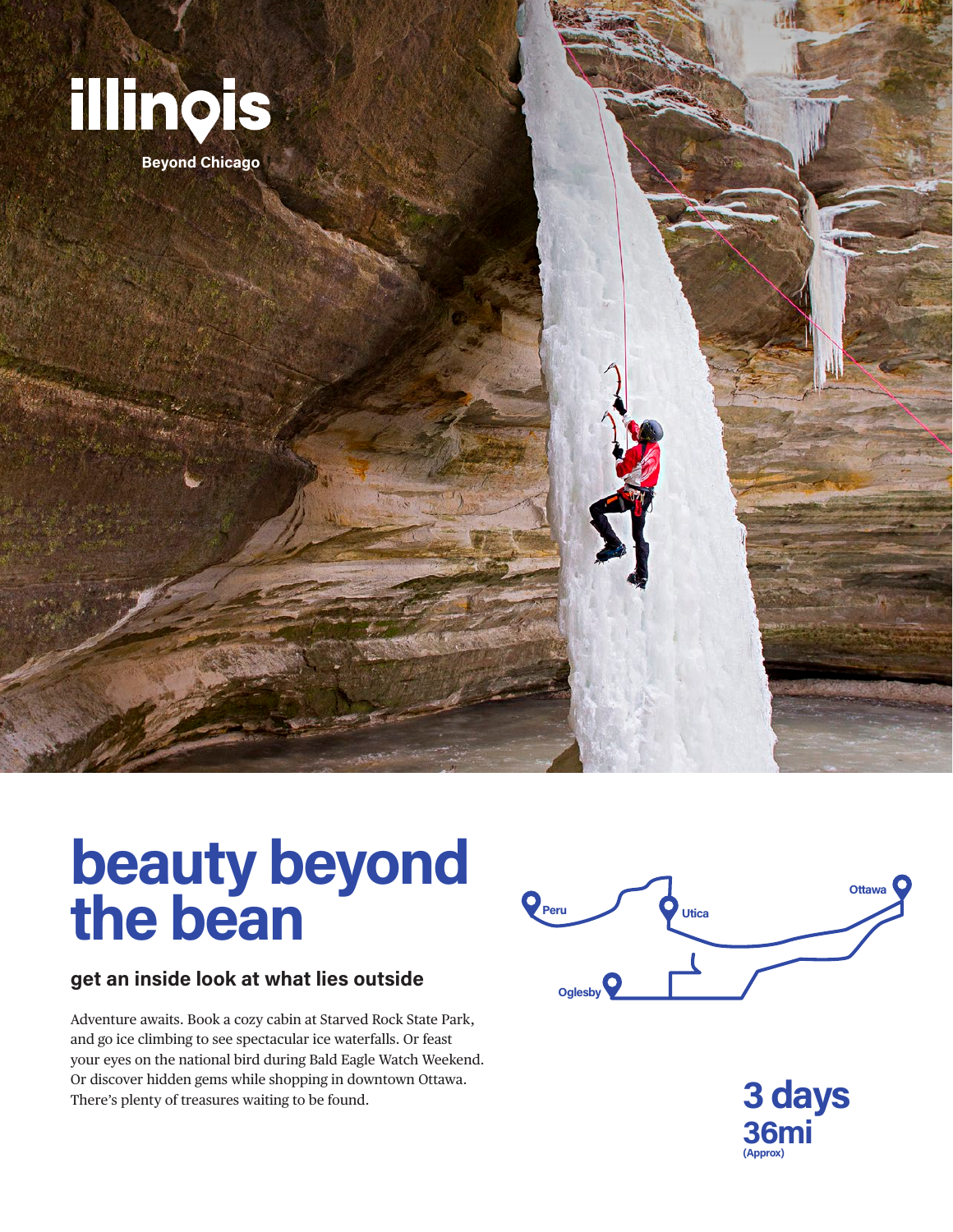illinois

Beyond Chicago

# beauty beyond the bean

## get an inside look at what lies outside

Adventure awaits. Book a cozy cabin at Starved Rock State Park, and go ice climbing to see spectacular ice waterfalls. Or feast your eyes on the national bird during Bald Eagle Watch Weekend. Or discover hidden gems while shopping in downtown Ottawa. There's plenty of treasures waiting to be found.

Peru
Utica
Ottawa
Oglesby

**3 days**
**36mi**
(Approx)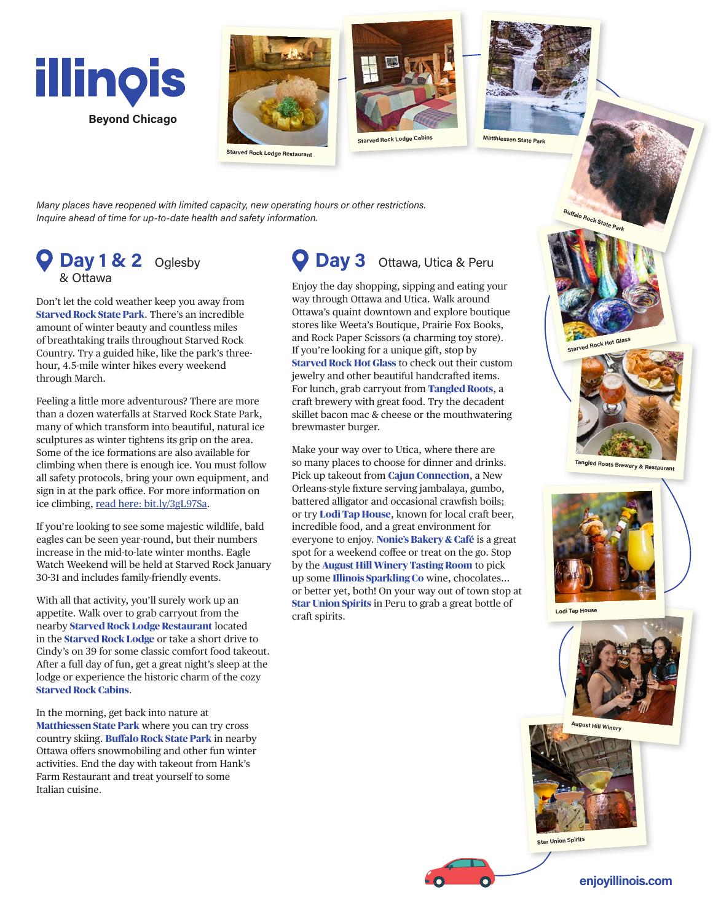# illinois

Beyond Chicago

Starved Rock Lodge Restaurant

Starved Rock Lodge Cabins

Matthiessen State Park

Buffalo Rock State Park

*Many places have reopened with limited capacity, new operating hours or other restrictions. Inquire ahead of time for up-to-date health and safety information.*

## Day 1 & 2 Oglesby & Ottawa

Don't let the cold weather keep you away from **Starved Rock State Park**. There's an incredible amount of winter beauty and countless miles of breathtaking trails throughout Starved Rock Country. Try a guided hike, like the park's three-hour, 4.5-mile winter hikes every weekend through March.

Feeling a little more adventurous? There are more than a dozen waterfalls at Starved Rock State Park, many of which transform into beautiful, natural ice sculptures as winter tightens its grip on the area. Some of the ice formations are also available for climbing when there is enough ice. You must follow all safety protocols, bring your own equipment, and sign in at the park office. For more information on ice climbing, read here: bit.ly/3gL97Sa.

If you're looking to see some majestic wildlife, bald eagles can be seen year-round, but their numbers increase in the mid-to-late winter months. Eagle Watch Weekend will be held at Starved Rock January 30-31 and includes family-friendly events.

With all that activity, you'll surely work up an appetite. Walk over to grab carryout from the nearby **Starved Rock Lodge Restaurant** located in the **Starved Rock Lodge** or take a short drive to Cindy's on 39 for some classic comfort food takeout. After a full day of fun, get a great night's sleep at the lodge or experience the historic charm of the cozy **Starved Rock Cabins**.

In the morning, get back into nature at **Matthiessen State Park** where you can try cross country skiing. **Buffalo Rock State Park** in nearby Ottawa offers snowmobiling and other fun winter activities. End the day with takeout from Hank's Farm Restaurant and treat yourself to some Italian cuisine.

## Day 3 Ottawa, Utica & Peru

Enjoy the day shopping, sipping and eating your way through Ottawa and Utica. Walk around Ottawa's quaint downtown and explore boutique stores like Weeta's Boutique, Prairie Fox Books, and Rock Paper Scissors (a charming toy store). If you're looking for a unique gift, stop by **Starved Rock Hot Glass** to check out their custom jewelry and other beautiful handcrafted items. For lunch, grab carryout from **Tangled Roots**, a craft brewery with great food. Try the decadent skillet bacon mac & cheese or the mouthwatering brewmaster burger.

Make your way over to Utica, where there are so many places to choose for dinner and drinks. Pick up takeout from **Cajun Connection**, a New Orleans-style fixture serving jambalaya, gumbo, battered alligator and occasional crawfish boils; or try **Lodi Tap House**, known for local craft beer, incredible food, and a great environment for everyone to enjoy. **Nonie's Bakery & Café** is a great spot for a weekend coffee or treat on the go. Stop by the **August Hill Winery Tasting Room** to pick up some **Illinois Sparkling Co** wine, chocolates... or better yet, both! On your way out of town stop at **Star Union Spirits** in Peru to grab a great bottle of craft spirits.

Starved Rock Hot Glass

Tangled Roots Brewery & Restaurant

Lodi Tap House

August Hill Winery

Star Union Spirits

enjoyillinois.com